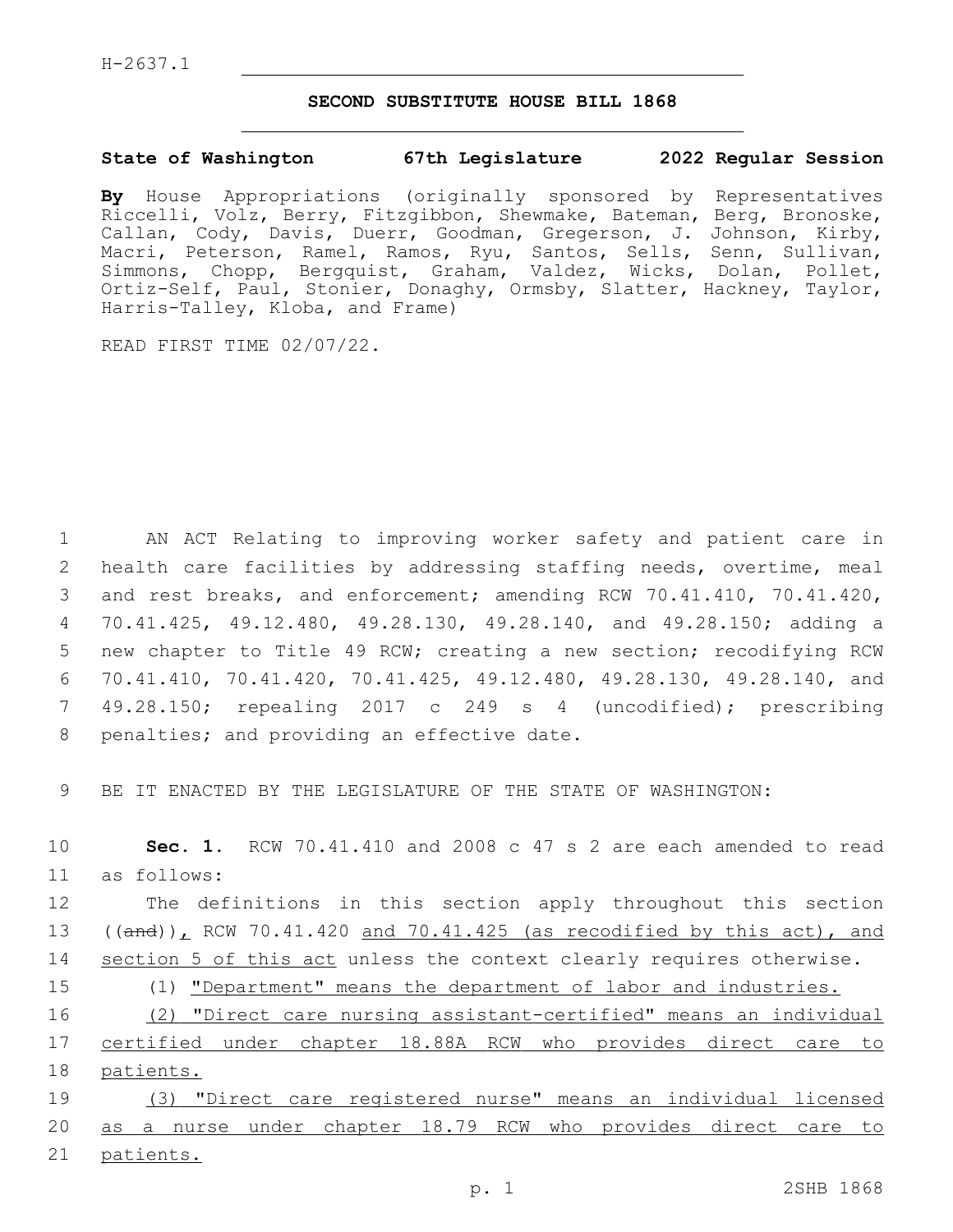H-2637.1

# SECOND SUBSTITUTE HOUSE BILL 1868

**State of Washington 67th Legislature 2022 Regular Session**

**By** House Appropriations (originally sponsored by Representatives Riccelli, Volz, Berry, Fitzgibbon, Shewmake, Bateman, Berg, Bronoske, Callan, Cody, Davis, Duerr, Goodman, Gregerson, J. Johnson, Kirby, Macri, Peterson, Ramel, Ramos, Ryu, Santos, Sells, Senn, Sullivan, Simmons, Chopp, Bergquist, Graham, Valdez, Wicks, Dolan, Pollet, Ortiz-Self, Paul, Stonier, Donaghy, Ormsby, Slatter, Hackney, Taylor, Harris-Talley, Kloba, and Frame)

READ FIRST TIME 02/07/22.

AN ACT Relating to improving worker safety and patient care in health care facilities by addressing staffing needs, overtime, meal and rest breaks, and enforcement; amending RCW 70.41.410, 70.41.420, 70.41.425, 49.12.480, 49.28.130, 49.28.140, and 49.28.150; adding a new chapter to Title 49 RCW; creating a new section; recodifying RCW 70.41.410, 70.41.420, 70.41.425, 49.12.480, 49.28.130, 49.28.140, and 49.28.150; repealing 2017 c 249 s 4 (uncodified); prescribing penalties; and providing an effective date.

BE IT ENACTED BY THE LEGISLATURE OF THE STATE OF WASHINGTON:

**Sec. 1.** RCW 70.41.410 and 2008 c 47 s 2 are each amended to read as follows:

The definitions in this section apply throughout this section ((~~and~~)), RCW 70.41.420 <u>and 70.41.425 (as recodified by this act), and section 5 of this act</u> unless the context clearly requires otherwise.

(1) <u>"Department" means the department of labor and industries.</u>

<u>(2) "Direct care nursing assistant-certified" means an individual certified under chapter 18.88A RCW who provides direct care to patients.</u>

<u>(3) "Direct care registered nurse" means an individual licensed as a nurse under chapter 18.79 RCW who provides direct care to patients.</u>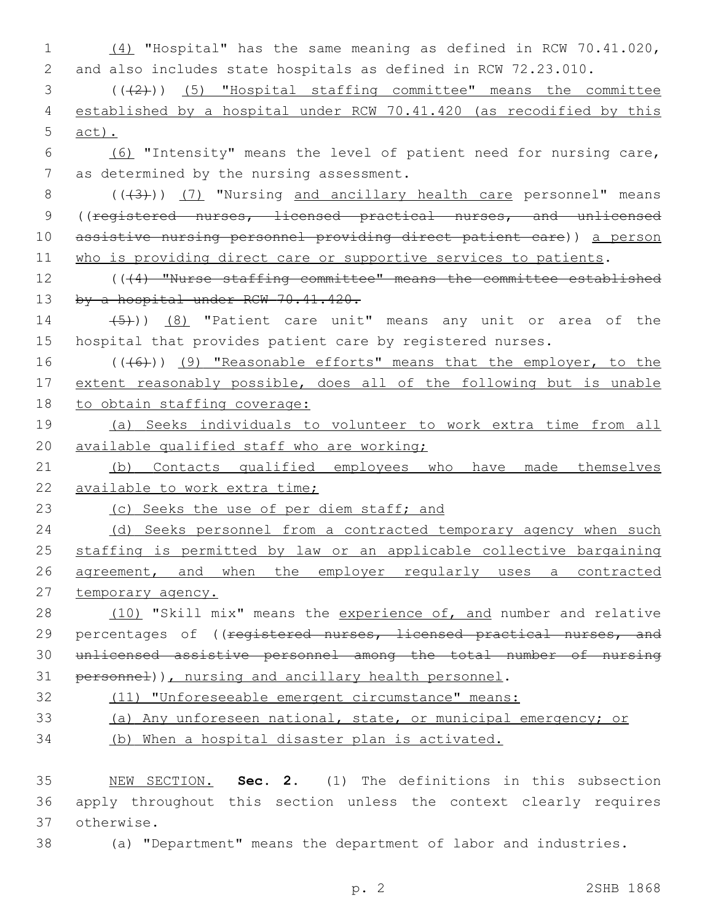(4) "Hospital" has the same meaning as defined in RCW 70.41.020, and also includes state hospitals as defined in RCW 72.23.010.

(((2))) (5) "Hospital staffing committee" means the committee established by a hospital under RCW 70.41.420 (as recodified by this act).

(6) "Intensity" means the level of patient need for nursing care, as determined by the nursing assessment.

(((3))) (7) "Nursing and ancillary health care personnel" means ((registered nurses, licensed practical nurses, and unlicensed assistive nursing personnel providing direct patient care)) a person who is providing direct care or supportive services to patients.

(((4) "Nurse staffing committee" means the committee established by a hospital under RCW 70.41.420.

(5))) (8) "Patient care unit" means any unit or area of the hospital that provides patient care by registered nurses.

(((6))) (9) "Reasonable efforts" means that the employer, to the extent reasonably possible, does all of the following but is unable to obtain staffing coverage:

(a) Seeks individuals to volunteer to work extra time from all available qualified staff who are working;

(b) Contacts qualified employees who have made themselves available to work extra time;

(c) Seeks the use of per diem staff; and

(d) Seeks personnel from a contracted temporary agency when such staffing is permitted by law or an applicable collective bargaining agreement, and when the employer regularly uses a contracted temporary agency.

(10) "Skill mix" means the experience of, and number and relative percentages of ((registered nurses, licensed practical nurses, and unlicensed assistive personnel among the total number of nursing personnel)), nursing and ancillary health personnel.

(11) "Unforeseeable emergent circumstance" means:

(a) Any unforeseen national, state, or municipal emergency; or

(b) When a hospital disaster plan is activated.

NEW SECTION. **Sec. 2.** (1) The definitions in this subsection apply throughout this section unless the context clearly requires otherwise.

(a) "Department" means the department of labor and industries.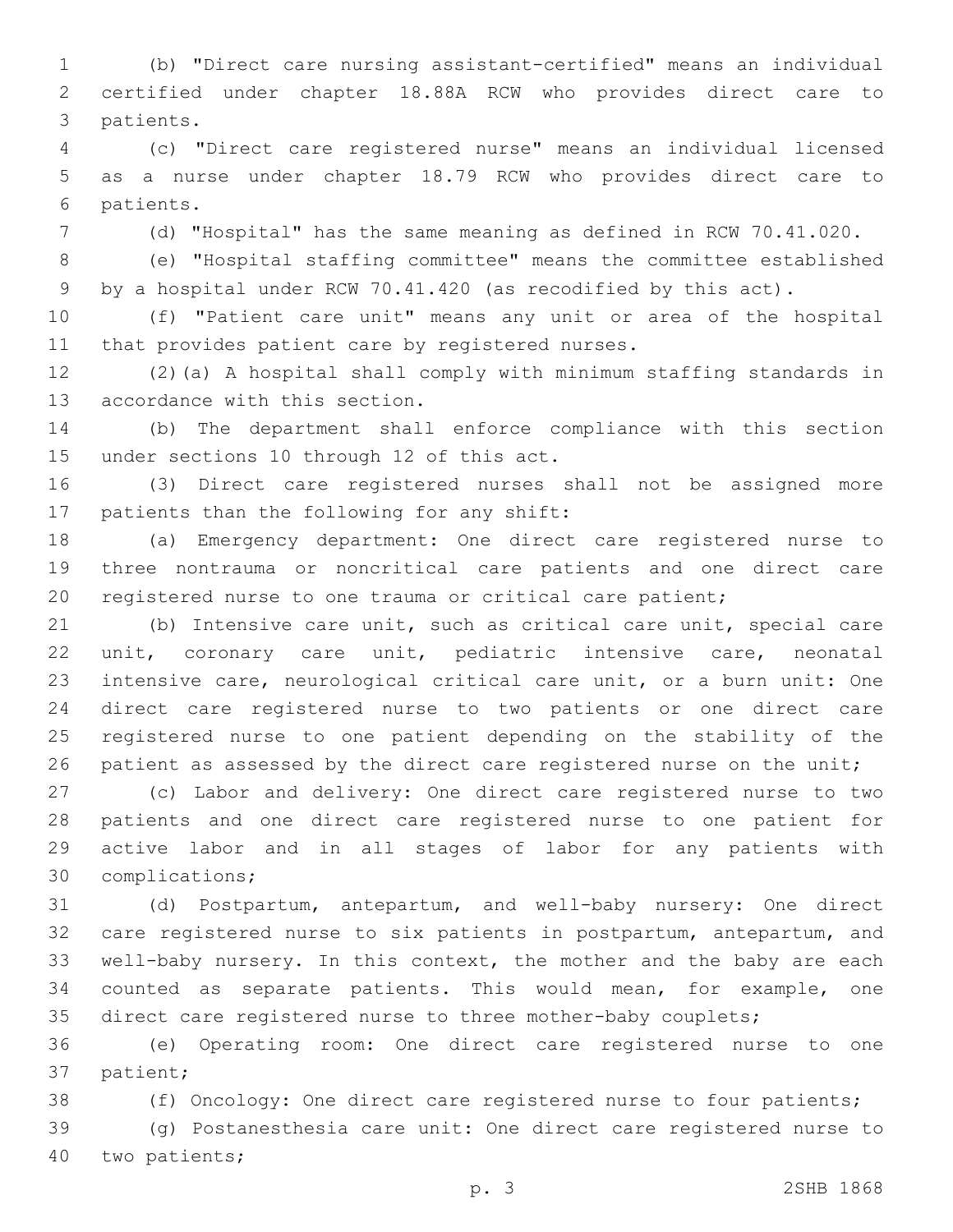(b) "Direct care nursing assistant-certified" means an individual certified under chapter 18.88A RCW who provides direct care to patients.

(c) "Direct care registered nurse" means an individual licensed as a nurse under chapter 18.79 RCW who provides direct care to patients.

(d) "Hospital" has the same meaning as defined in RCW 70.41.020.

(e) "Hospital staffing committee" means the committee established by a hospital under RCW 70.41.420 (as recodified by this act).

(f) "Patient care unit" means any unit or area of the hospital that provides patient care by registered nurses.

(2)(a) A hospital shall comply with minimum staffing standards in accordance with this section.

(b) The department shall enforce compliance with this section under sections 10 through 12 of this act.

(3) Direct care registered nurses shall not be assigned more patients than the following for any shift:

(a) Emergency department: One direct care registered nurse to three nontrauma or noncritical care patients and one direct care registered nurse to one trauma or critical care patient;

(b) Intensive care unit, such as critical care unit, special care unit, coronary care unit, pediatric intensive care, neonatal intensive care, neurological critical care unit, or a burn unit: One direct care registered nurse to two patients or one direct care registered nurse to one patient depending on the stability of the patient as assessed by the direct care registered nurse on the unit;

(c) Labor and delivery: One direct care registered nurse to two patients and one direct care registered nurse to one patient for active labor and in all stages of labor for any patients with complications;

(d) Postpartum, antepartum, and well-baby nursery: One direct care registered nurse to six patients in postpartum, antepartum, and well-baby nursery. In this context, the mother and the baby are each counted as separate patients. This would mean, for example, one direct care registered nurse to three mother-baby couplets;

(e) Operating room: One direct care registered nurse to one patient;

(f) Oncology: One direct care registered nurse to four patients;

(g) Postanesthesia care unit: One direct care registered nurse to two patients;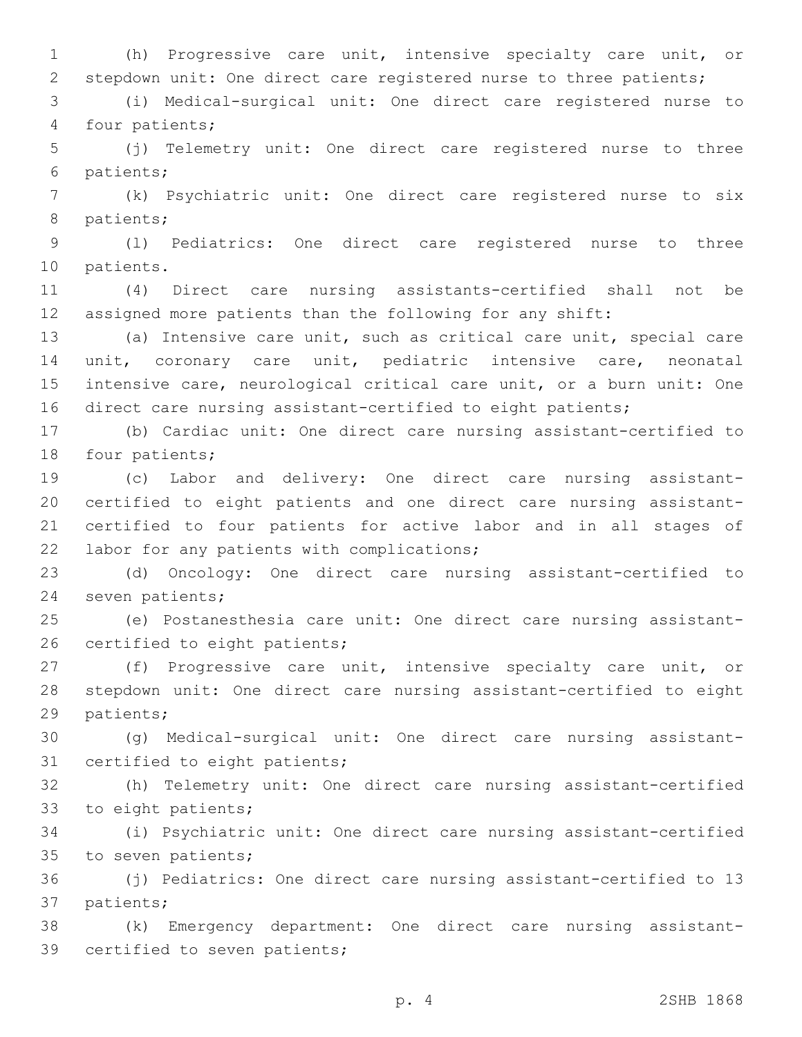(h) Progressive care unit, intensive specialty care unit, or stepdown unit: One direct care registered nurse to three patients;

(i) Medical-surgical unit: One direct care registered nurse to four patients;

(j) Telemetry unit: One direct care registered nurse to three patients;

(k) Psychiatric unit: One direct care registered nurse to six patients;

(l) Pediatrics: One direct care registered nurse to three patients.

(4) Direct care nursing assistants-certified shall not be assigned more patients than the following for any shift:

(a) Intensive care unit, such as critical care unit, special care unit, coronary care unit, pediatric intensive care, neonatal intensive care, neurological critical care unit, or a burn unit: One direct care nursing assistant-certified to eight patients;

(b) Cardiac unit: One direct care nursing assistant-certified to four patients;

(c) Labor and delivery: One direct care nursing assistant-certified to eight patients and one direct care nursing assistant-certified to four patients for active labor and in all stages of labor for any patients with complications;

(d) Oncology: One direct care nursing assistant-certified to seven patients;

(e) Postanesthesia care unit: One direct care nursing assistant-certified to eight patients;

(f) Progressive care unit, intensive specialty care unit, or stepdown unit: One direct care nursing assistant-certified to eight patients;

(g) Medical-surgical unit: One direct care nursing assistant-certified to eight patients;

(h) Telemetry unit: One direct care nursing assistant-certified to eight patients;

(i) Psychiatric unit: One direct care nursing assistant-certified to seven patients;

(j) Pediatrics: One direct care nursing assistant-certified to 13 patients;

(k) Emergency department: One direct care nursing assistant-certified to seven patients;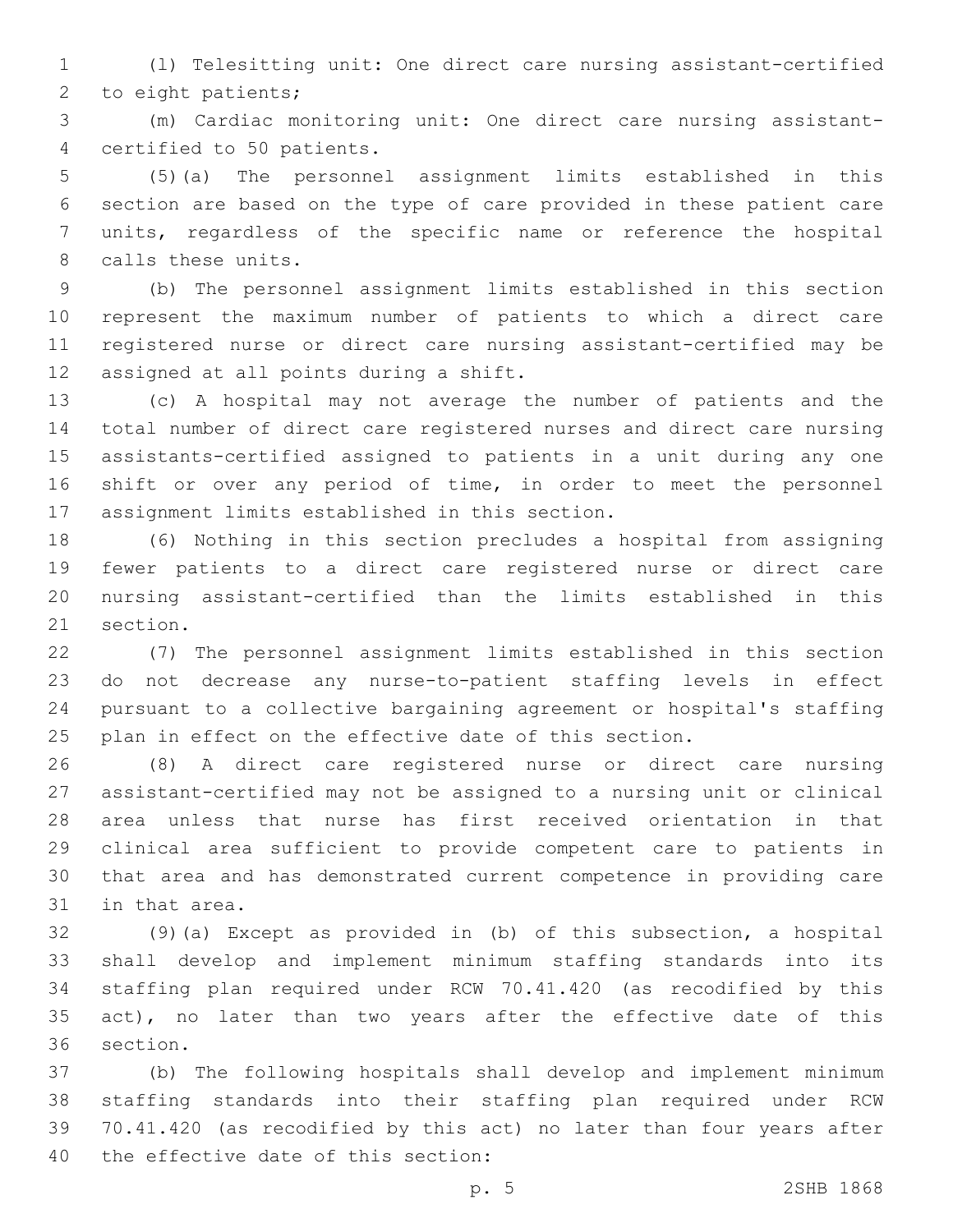(l) Telesitting unit: One direct care nursing assistant-certified to eight patients;

(m) Cardiac monitoring unit: One direct care nursing assistant-certified to 50 patients.

(5)(a) The personnel assignment limits established in this section are based on the type of care provided in these patient care units, regardless of the specific name or reference the hospital calls these units.

(b) The personnel assignment limits established in this section represent the maximum number of patients to which a direct care registered nurse or direct care nursing assistant-certified may be assigned at all points during a shift.

(c) A hospital may not average the number of patients and the total number of direct care registered nurses and direct care nursing assistants-certified assigned to patients in a unit during any one shift or over any period of time, in order to meet the personnel assignment limits established in this section.

(6) Nothing in this section precludes a hospital from assigning fewer patients to a direct care registered nurse or direct care nursing assistant-certified than the limits established in this section.

(7) The personnel assignment limits established in this section do not decrease any nurse-to-patient staffing levels in effect pursuant to a collective bargaining agreement or hospital's staffing plan in effect on the effective date of this section.

(8) A direct care registered nurse or direct care nursing assistant-certified may not be assigned to a nursing unit or clinical area unless that nurse has first received orientation in that clinical area sufficient to provide competent care to patients in that area and has demonstrated current competence in providing care in that area.

(9)(a) Except as provided in (b) of this subsection, a hospital shall develop and implement minimum staffing standards into its staffing plan required under RCW 70.41.420 (as recodified by this act), no later than two years after the effective date of this section.

(b) The following hospitals shall develop and implement minimum staffing standards into their staffing plan required under RCW 70.41.420 (as recodified by this act) no later than four years after the effective date of this section: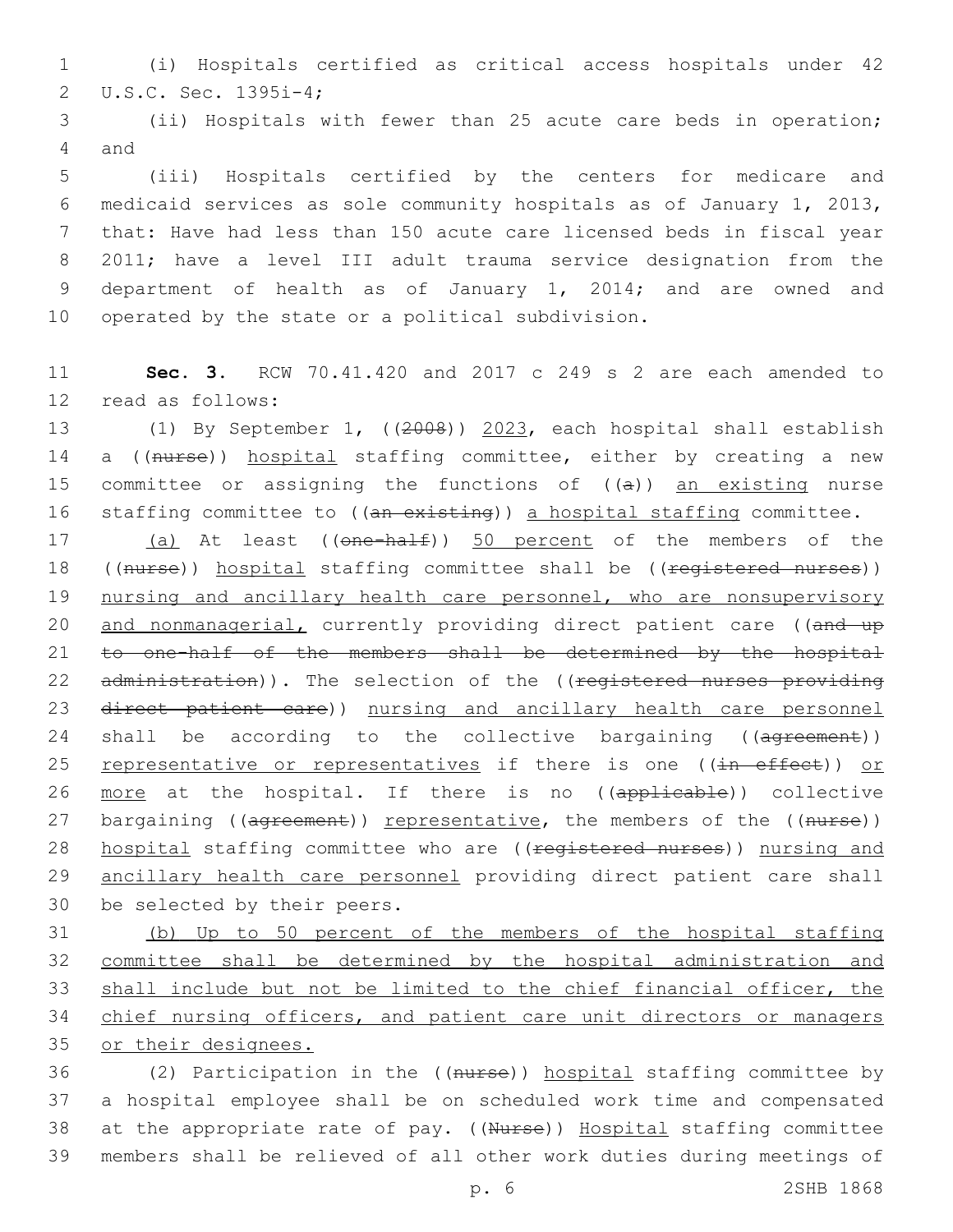(i) Hospitals certified as critical access hospitals under 42 U.S.C. Sec. 1395i-4;

(ii) Hospitals with fewer than 25 acute care beds in operation; and

(iii) Hospitals certified by the centers for medicare and medicaid services as sole community hospitals as of January 1, 2013, that: Have had less than 150 acute care licensed beds in fiscal year 2011; have a level III adult trauma service designation from the department of health as of January 1, 2014; and are owned and operated by the state or a political subdivision.

**Sec. 3.** RCW 70.41.420 and 2017 c 249 s 2 are each amended to read as follows:

(1) By September 1, ((~~2008~~)) 2023, each hospital shall establish a ((~~nurse~~)) hospital staffing committee, either by creating a new committee or assigning the functions of ((~~a~~)) an existing nurse staffing committee to ((~~an existing~~)) a hospital staffing committee.

(a) At least ((~~one-half~~)) 50 percent of the members of the ((~~nurse~~)) hospital staffing committee shall be ((~~registered nurses~~)) nursing and ancillary health care personnel, who are nonsupervisory and nonmanagerial, currently providing direct patient care ((~~and up to one-half of the members shall be determined by the hospital administration~~)). The selection of the ((~~registered nurses providing direct patient care~~)) nursing and ancillary health care personnel shall be according to the collective bargaining ((~~agreement~~)) representative or representatives if there is one ((~~in effect~~)) or more at the hospital. If there is no ((~~applicable~~)) collective bargaining ((~~agreement~~)) representative, the members of the ((~~nurse~~)) hospital staffing committee who are ((~~registered nurses~~)) nursing and ancillary health care personnel providing direct patient care shall be selected by their peers.

(b) Up to 50 percent of the members of the hospital staffing committee shall be determined by the hospital administration and shall include but not be limited to the chief financial officer, the chief nursing officers, and patient care unit directors or managers or their designees.

(2) Participation in the ((~~nurse~~)) hospital staffing committee by a hospital employee shall be on scheduled work time and compensated at the appropriate rate of pay. ((~~Nurse~~)) Hospital staffing committee members shall be relieved of all other work duties during meetings of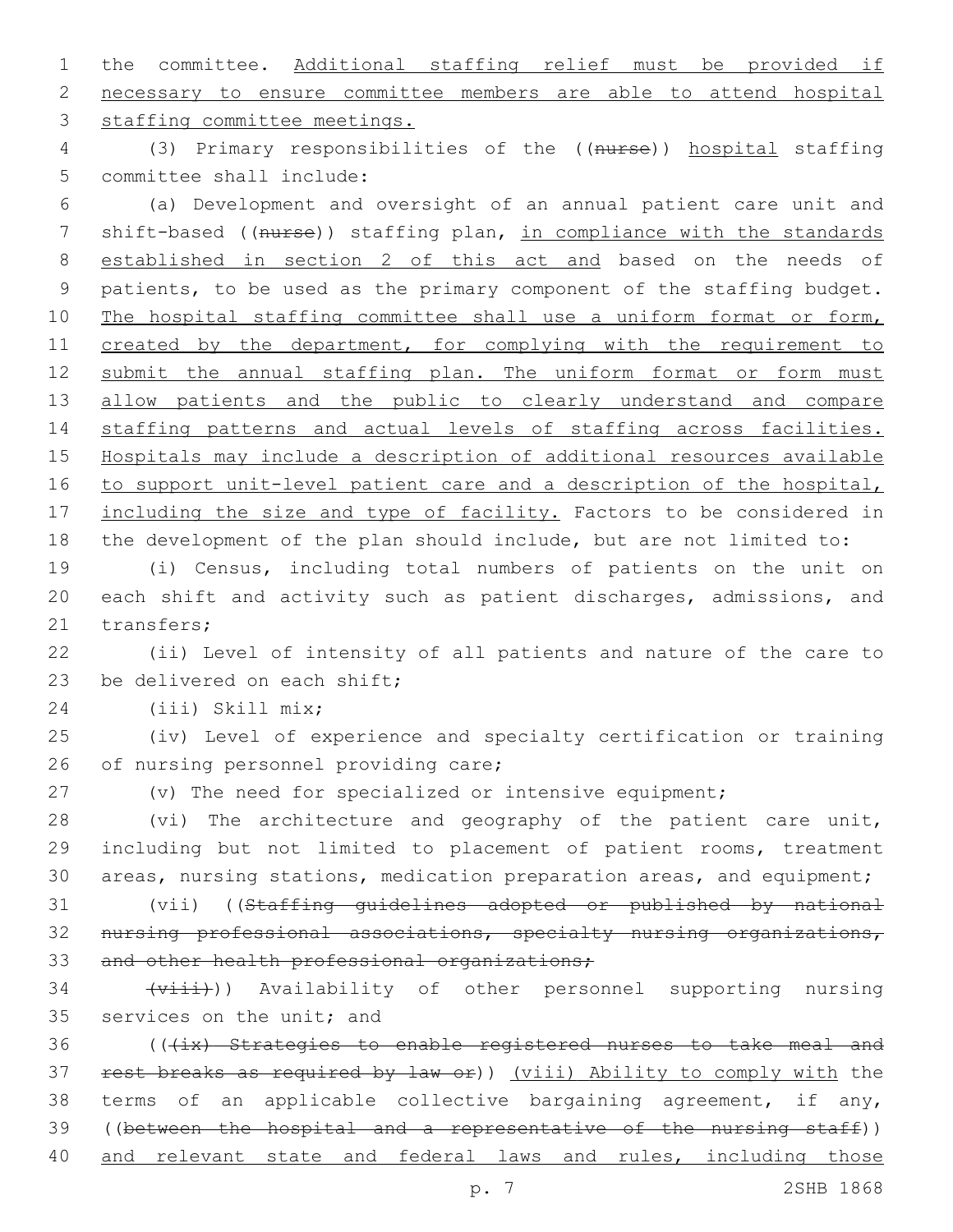the committee. Additional staffing relief must be provided if necessary to ensure committee members are able to attend hospital staffing committee meetings.

(3) Primary responsibilities of the ((~~nurse~~)) hospital staffing committee shall include:

(a) Development and oversight of an annual patient care unit and shift-based ((~~nurse~~)) staffing plan, in compliance with the standards established in section 2 of this act and based on the needs of patients, to be used as the primary component of the staffing budget. The hospital staffing committee shall use a uniform format or form, created by the department, for complying with the requirement to submit the annual staffing plan. The uniform format or form must allow patients and the public to clearly understand and compare staffing patterns and actual levels of staffing across facilities. Hospitals may include a description of additional resources available to support unit-level patient care and a description of the hospital, including the size and type of facility. Factors to be considered in the development of the plan should include, but are not limited to:

(i) Census, including total numbers of patients on the unit on each shift and activity such as patient discharges, admissions, and transfers;

(ii) Level of intensity of all patients and nature of the care to be delivered on each shift;

(iii) Skill mix;

(iv) Level of experience and specialty certification or training of nursing personnel providing care;

(v) The need for specialized or intensive equipment;

(vi) The architecture and geography of the patient care unit, including but not limited to placement of patient rooms, treatment areas, nursing stations, medication preparation areas, and equipment;

(vii) ((~~Staffing guidelines adopted or published by national nursing professional associations, specialty nursing organizations, and other health professional organizations;~~

~~(viii)~~)) Availability of other personnel supporting nursing services on the unit; and

((~~(ix) Strategies to enable registered nurses to take meal and rest breaks as required by law or~~)) (viii) Ability to comply with the terms of an applicable collective bargaining agreement, if any, ((~~between the hospital and a representative of the nursing staff~~)) and relevant state and federal laws and rules, including those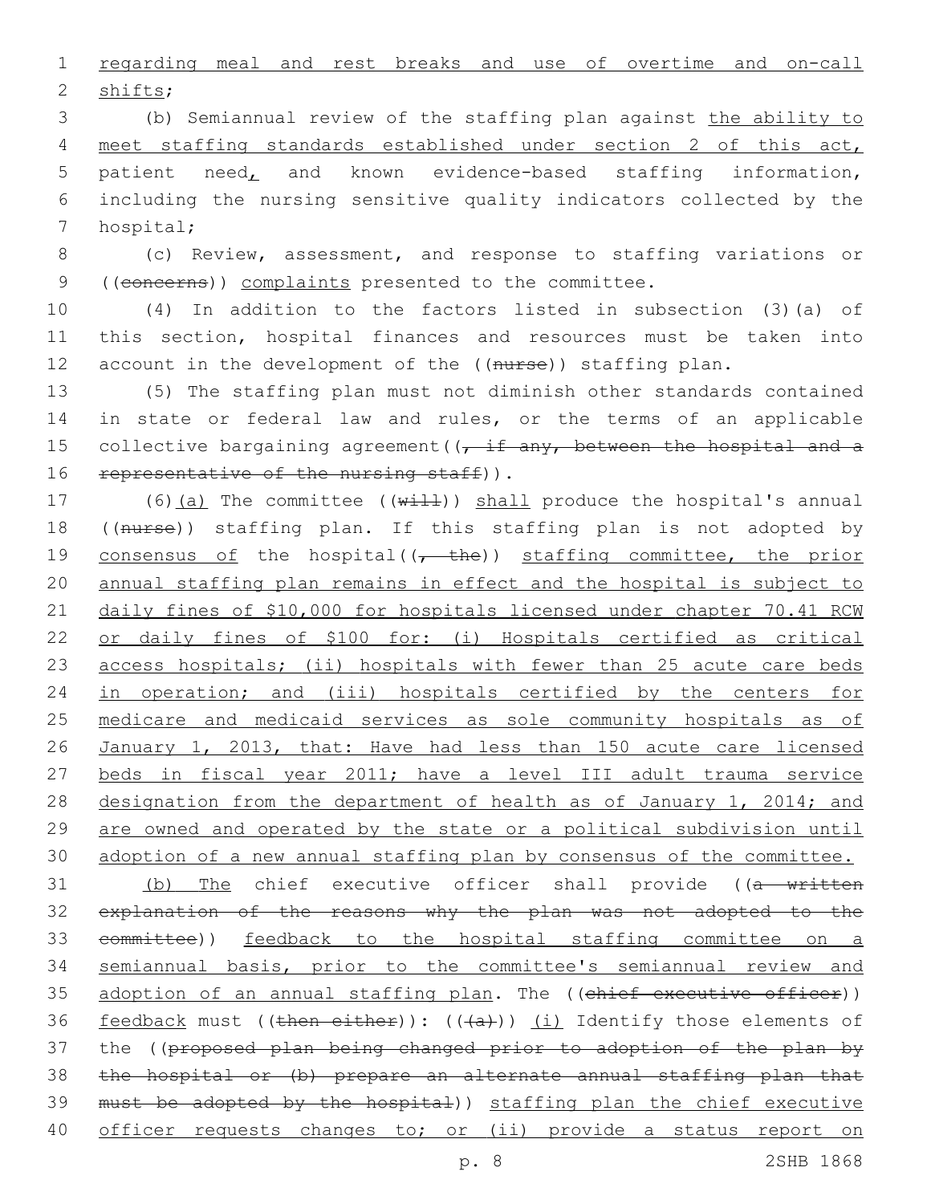regarding meal and rest breaks and use of overtime and on-call shifts;

(b) Semiannual review of the staffing plan against the ability to meet staffing standards established under section 2 of this act, patient need, and known evidence-based staffing information, including the nursing sensitive quality indicators collected by the hospital;

(c) Review, assessment, and response to staffing variations or ((concerns)) complaints presented to the committee.

(4) In addition to the factors listed in subsection (3)(a) of this section, hospital finances and resources must be taken into account in the development of the ((nurse)) staffing plan.

(5) The staffing plan must not diminish other standards contained in state or federal law and rules, or the terms of an applicable collective bargaining agreement((, if any, between the hospital and a representative of the nursing staff)).

(6)(a) The committee ((will)) shall produce the hospital's annual ((nurse)) staffing plan. If this staffing plan is not adopted by consensus of the hospital((, the)) staffing committee, the prior annual staffing plan remains in effect and the hospital is subject to daily fines of $10,000 for hospitals licensed under chapter 70.41 RCW or daily fines of $100 for: (i) Hospitals certified as critical access hospitals; (ii) hospitals with fewer than 25 acute care beds in operation; and (iii) hospitals certified by the centers for medicare and medicaid services as sole community hospitals as of January 1, 2013, that: Have had less than 150 acute care licensed beds in fiscal year 2011; have a level III adult trauma service designation from the department of health as of January 1, 2014; and are owned and operated by the state or a political subdivision until adoption of a new annual staffing plan by consensus of the committee.

(b) The chief executive officer shall provide ((a written explanation of the reasons why the plan was not adopted to the committee)) feedback to the hospital staffing committee on a semiannual basis, prior to the committee's semiannual review and adoption of an annual staffing plan. The ((chief executive officer)) feedback must ((then either)): (((a))) (i) Identify those elements of the ((proposed plan being changed prior to adoption of the plan by the hospital or (b) prepare an alternate annual staffing plan that must be adopted by the hospital)) staffing plan the chief executive officer requests changes to; or (ii) provide a status report on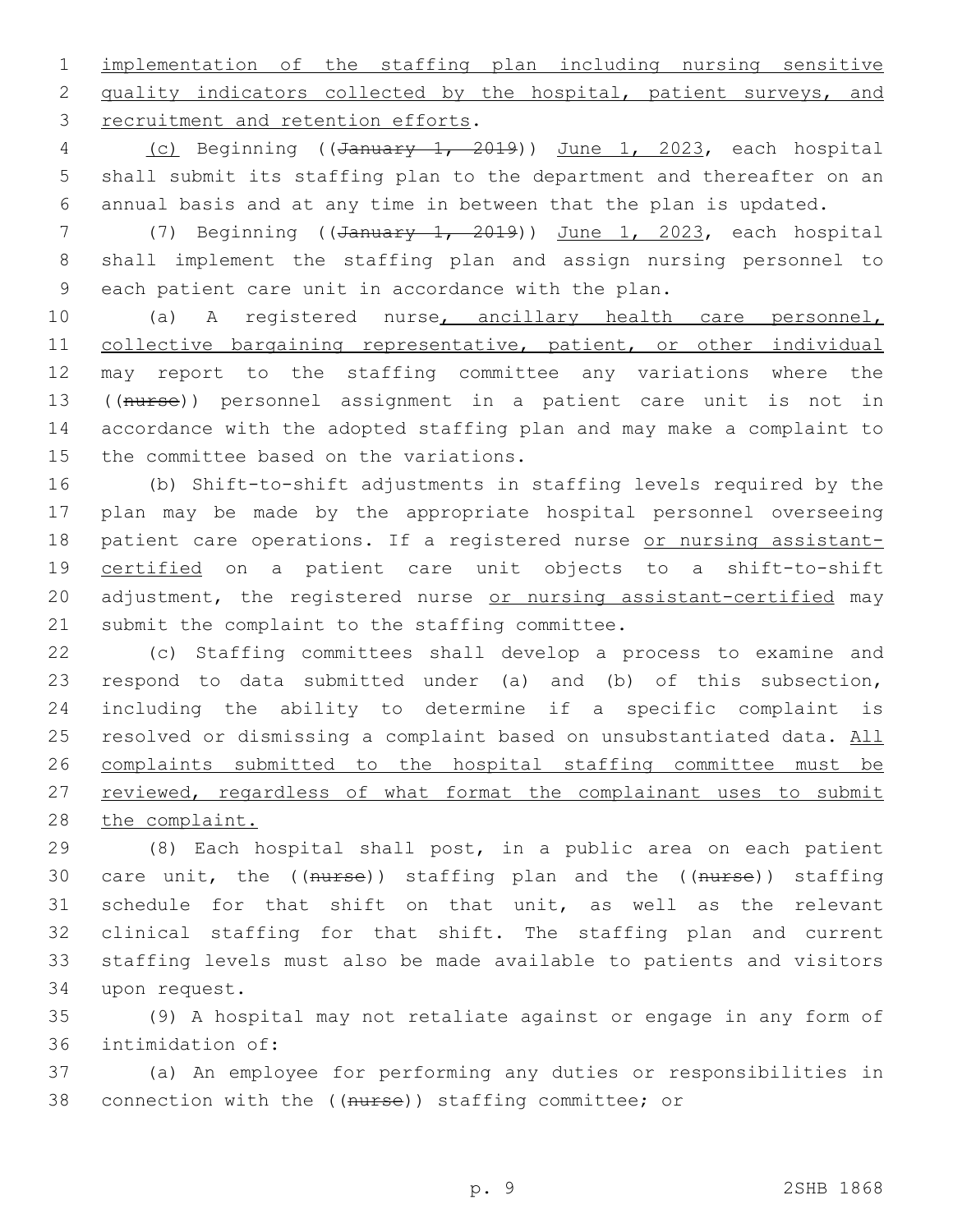implementation of the staffing plan including nursing sensitive quality indicators collected by the hospital, patient surveys, and recruitment and retention efforts.

(c) Beginning ((~~January 1, 2019~~)) June 1, 2023, each hospital shall submit its staffing plan to the department and thereafter on an annual basis and at any time in between that the plan is updated.

(7) Beginning ((~~January 1, 2019~~)) June 1, 2023, each hospital shall implement the staffing plan and assign nursing personnel to each patient care unit in accordance with the plan.

(a) A registered nurse, ancillary health care personnel, collective bargaining representative, patient, or other individual may report to the staffing committee any variations where the ((~~nurse~~)) personnel assignment in a patient care unit is not in accordance with the adopted staffing plan and may make a complaint to the committee based on the variations.

(b) Shift-to-shift adjustments in staffing levels required by the plan may be made by the appropriate hospital personnel overseeing patient care operations. If a registered nurse or nursing assistant-certified on a patient care unit objects to a shift-to-shift adjustment, the registered nurse or nursing assistant-certified may submit the complaint to the staffing committee.

(c) Staffing committees shall develop a process to examine and respond to data submitted under (a) and (b) of this subsection, including the ability to determine if a specific complaint is resolved or dismissing a complaint based on unsubstantiated data. All complaints submitted to the hospital staffing committee must be reviewed, regardless of what format the complainant uses to submit the complaint.

(8) Each hospital shall post, in a public area on each patient care unit, the ((~~nurse~~)) staffing plan and the ((~~nurse~~)) staffing schedule for that shift on that unit, as well as the relevant clinical staffing for that shift. The staffing plan and current staffing levels must also be made available to patients and visitors upon request.

(9) A hospital may not retaliate against or engage in any form of intimidation of:

(a) An employee for performing any duties or responsibilities in connection with the ((~~nurse~~)) staffing committee; or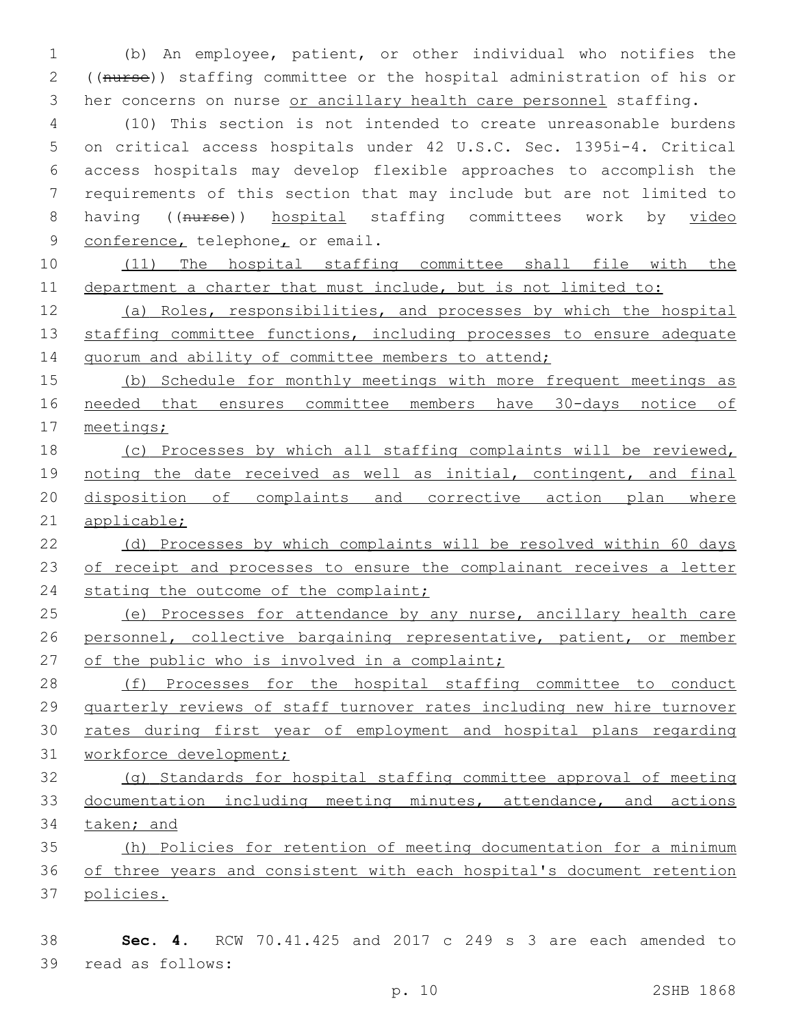(b) An employee, patient, or other individual who notifies the ((~~nurse~~)) staffing committee or the hospital administration of his or her concerns on nurse <u>or ancillary health care personnel</u> staffing.

(10) This section is not intended to create unreasonable burdens on critical access hospitals under 42 U.S.C. Sec. 1395i-4. Critical access hospitals may develop flexible approaches to accomplish the requirements of this section that may include but are not limited to having ((~~nurse~~)) <u>hospital</u> staffing committees work by <u>video conference,</u> telephone<u>,</u> or email.

<u>(11) The hospital staffing committee shall file with the department a charter that must include, but is not limited to:</u>

<u>(a) Roles, responsibilities, and processes by which the hospital staffing committee functions, including processes to ensure adequate quorum and ability of committee members to attend;</u>

<u>(b) Schedule for monthly meetings with more frequent meetings as needed that ensures committee members have 30-days notice of meetings;</u>

<u>(c) Processes by which all staffing complaints will be reviewed, noting the date received as well as initial, contingent, and final disposition of complaints and corrective action plan where applicable;</u>

<u>(d) Processes by which complaints will be resolved within 60 days of receipt and processes to ensure the complainant receives a letter stating the outcome of the complaint;</u>

<u>(e) Processes for attendance by any nurse, ancillary health care personnel, collective bargaining representative, patient, or member of the public who is involved in a complaint;</u>

<u>(f) Processes for the hospital staffing committee to conduct quarterly reviews of staff turnover rates including new hire turnover rates during first year of employment and hospital plans regarding workforce development;</u>

<u>(g) Standards for hospital staffing committee approval of meeting documentation including meeting minutes, attendance, and actions taken; and</u>

<u>(h) Policies for retention of meeting documentation for a minimum of three years and consistent with each hospital's document retention policies.</u>

**Sec. 4.** RCW 70.41.425 and 2017 c 249 s 3 are each amended to read as follows: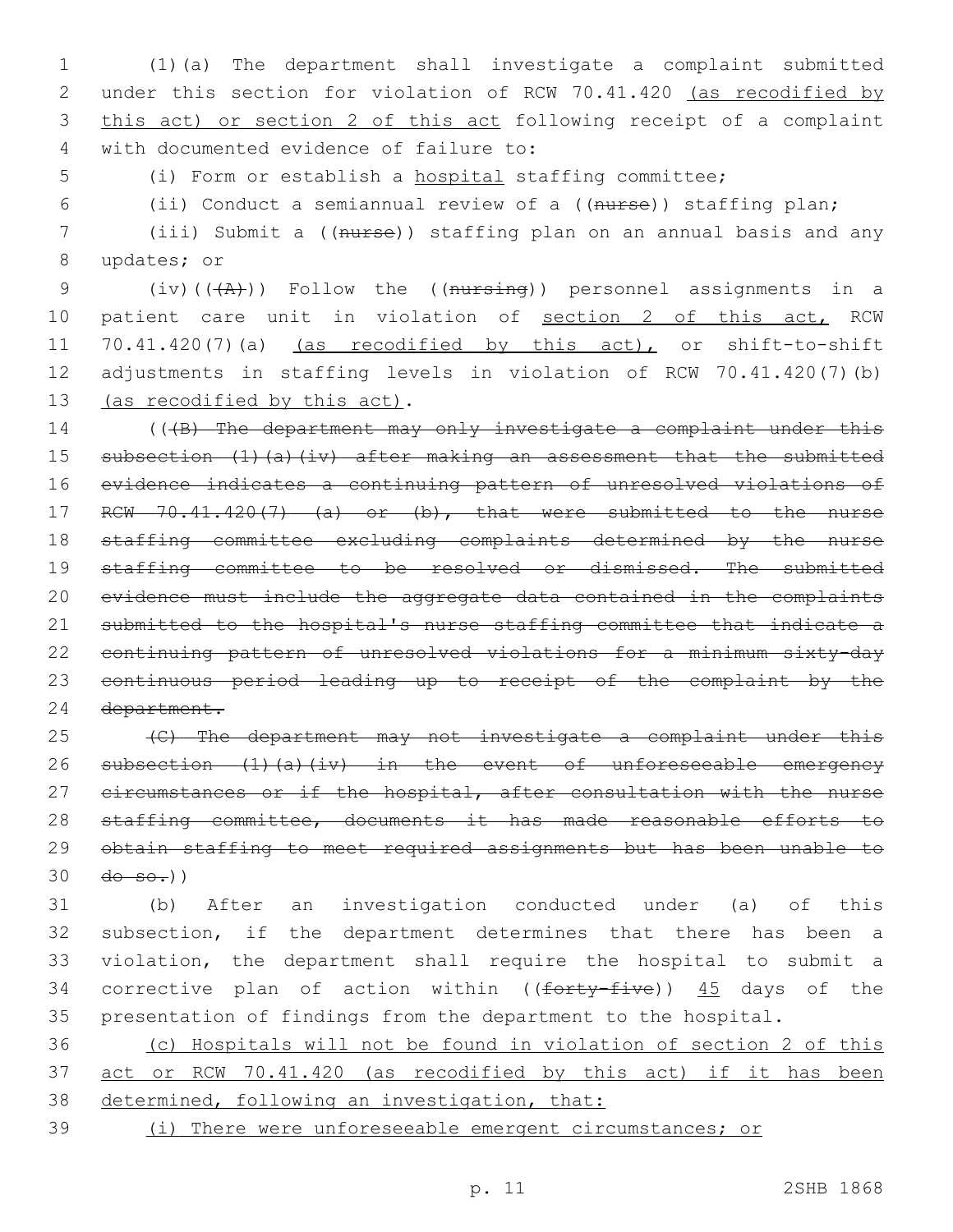(1)(a) The department shall investigate a complaint submitted under this section for violation of RCW 70.41.420 (as recodified by this act) or section 2 of this act following receipt of a complaint with documented evidence of failure to:

(i) Form or establish a hospital staffing committee;

(ii) Conduct a semiannual review of a ((nurse)) staffing plan;

(iii) Submit a ((nurse)) staffing plan on an annual basis and any updates; or

(iv)(((A))) Follow the ((nursing)) personnel assignments in a patient care unit in violation of section 2 of this act, RCW 70.41.420(7)(a) (as recodified by this act), or shift-to-shift adjustments in staffing levels in violation of RCW 70.41.420(7)(b) (as recodified by this act).

(((B) The department may only investigate a complaint under this subsection (1)(a)(iv) after making an assessment that the submitted evidence indicates a continuing pattern of unresolved violations of RCW 70.41.420(7) (a) or (b), that were submitted to the nurse staffing committee excluding complaints determined by the nurse staffing committee to be resolved or dismissed. The submitted evidence must include the aggregate data contained in the complaints submitted to the hospital's nurse staffing committee that indicate a continuing pattern of unresolved violations for a minimum sixty-day continuous period leading up to receipt of the complaint by the department.

(C) The department may not investigate a complaint under this subsection (1)(a)(iv) in the event of unforeseeable emergency circumstances or if the hospital, after consultation with the nurse staffing committee, documents it has made reasonable efforts to obtain staffing to meet required assignments but has been unable to do so.))

(b) After an investigation conducted under (a) of this subsection, if the department determines that there has been a violation, the department shall require the hospital to submit a corrective plan of action within ((forty-five)) 45 days of the presentation of findings from the department to the hospital.

(c) Hospitals will not be found in violation of section 2 of this act or RCW 70.41.420 (as recodified by this act) if it has been determined, following an investigation, that:

(i) There were unforeseeable emergent circumstances; or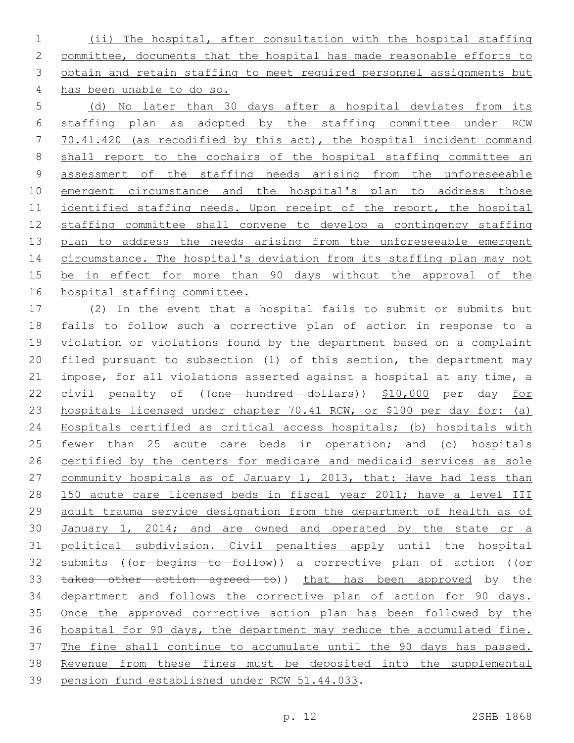(ii) The hospital, after consultation with the hospital staffing committee, documents that the hospital has made reasonable efforts to obtain and retain staffing to meet required personnel assignments but has been unable to do so.

(d) No later than 30 days after a hospital deviates from its staffing plan as adopted by the staffing committee under RCW 70.41.420 (as recodified by this act), the hospital incident command shall report to the cochairs of the hospital staffing committee an assessment of the staffing needs arising from the unforeseeable emergent circumstance and the hospital's plan to address those identified staffing needs. Upon receipt of the report, the hospital staffing committee shall convene to develop a contingency staffing plan to address the needs arising from the unforeseeable emergent circumstance. The hospital's deviation from its staffing plan may not be in effect for more than 90 days without the approval of the hospital staffing committee.

(2) In the event that a hospital fails to submit or submits but fails to follow such a corrective plan of action in response to a violation or violations found by the department based on a complaint filed pursuant to subsection (1) of this section, the department may impose, for all violations asserted against a hospital at any time, a civil penalty of ((~~one hundred dollars~~)) $10,000 per day for hospitals licensed under chapter 70.41 RCW, or $100 per day for: (a) Hospitals certified as critical access hospitals; (b) hospitals with fewer than 25 acute care beds in operation; and (c) hospitals certified by the centers for medicare and medicaid services as sole community hospitals as of January 1, 2013, that: Have had less than 150 acute care licensed beds in fiscal year 2011; have a level III adult trauma service designation from the department of health as of January 1, 2014; and are owned and operated by the state or a political subdivision. Civil penalties apply until the hospital submits ((~~or begins to follow~~)) a corrective plan of action ((~~or takes other action agreed to~~)) that has been approved by the department and follows the corrective plan of action for 90 days. Once the approved corrective action plan has been followed by the hospital for 90 days, the department may reduce the accumulated fine. The fine shall continue to accumulate until the 90 days has passed. Revenue from these fines must be deposited into the supplemental pension fund established under RCW 51.44.033.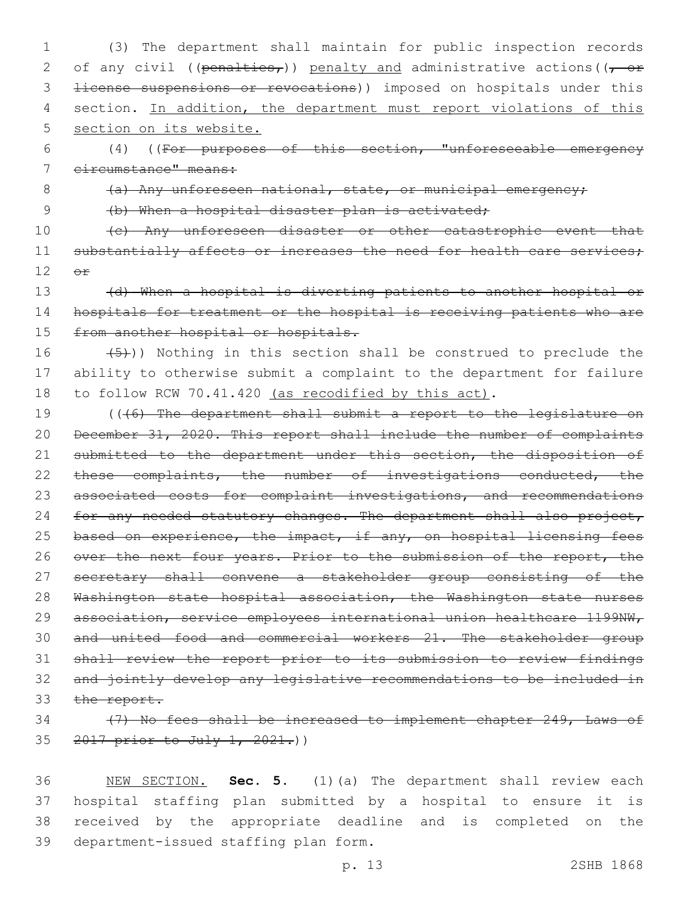(3) The department shall maintain for public inspection records of any civil ((~~penalties,~~)) <u>penalty and</u> administrative actions((~~, or license suspensions or revocations~~)) imposed on hospitals under this section. <u>In addition, the department must report violations of this section on its website.</u>

(4) ((~~For purposes of this section, "unforeseeable emergency circumstance" means:~~

~~(a) Any unforeseen national, state, or municipal emergency;~~

~~(b) When a hospital disaster plan is activated;~~

~~(c) Any unforeseen disaster or other catastrophic event that substantially affects or increases the need for health care services; or~~

~~(d) When a hospital is diverting patients to another hospital or hospitals for treatment or the hospital is receiving patients who are from another hospital or hospitals.~~

~~(5)~~)) Nothing in this section shall be construed to preclude the ability to otherwise submit a complaint to the department for failure to follow RCW 70.41.420 <u>(as recodified by this act)</u>.

((~~(6) The department shall submit a report to the legislature on December 31, 2020. This report shall include the number of complaints submitted to the department under this section, the disposition of these complaints, the number of investigations conducted, the associated costs for complaint investigations, and recommendations for any needed statutory changes. The department shall also project, based on experience, the impact, if any, on hospital licensing fees over the next four years. Prior to the submission of the report, the secretary shall convene a stakeholder group consisting of the Washington state hospital association, the Washington state nurses association, service employees international union healthcare 1199NW, and united food and commercial workers 21. The stakeholder group shall review the report prior to its submission to review findings and jointly develop any legislative recommendations to be included in the report.~~

~~(7) No fees shall be increased to implement chapter 249, Laws of 2017 prior to July 1, 2021.~~))

<u>NEW SECTION.</u> **Sec. 5.** (1)(a) The department shall review each hospital staffing plan submitted by a hospital to ensure it is received by the appropriate deadline and is completed on the department-issued staffing plan form.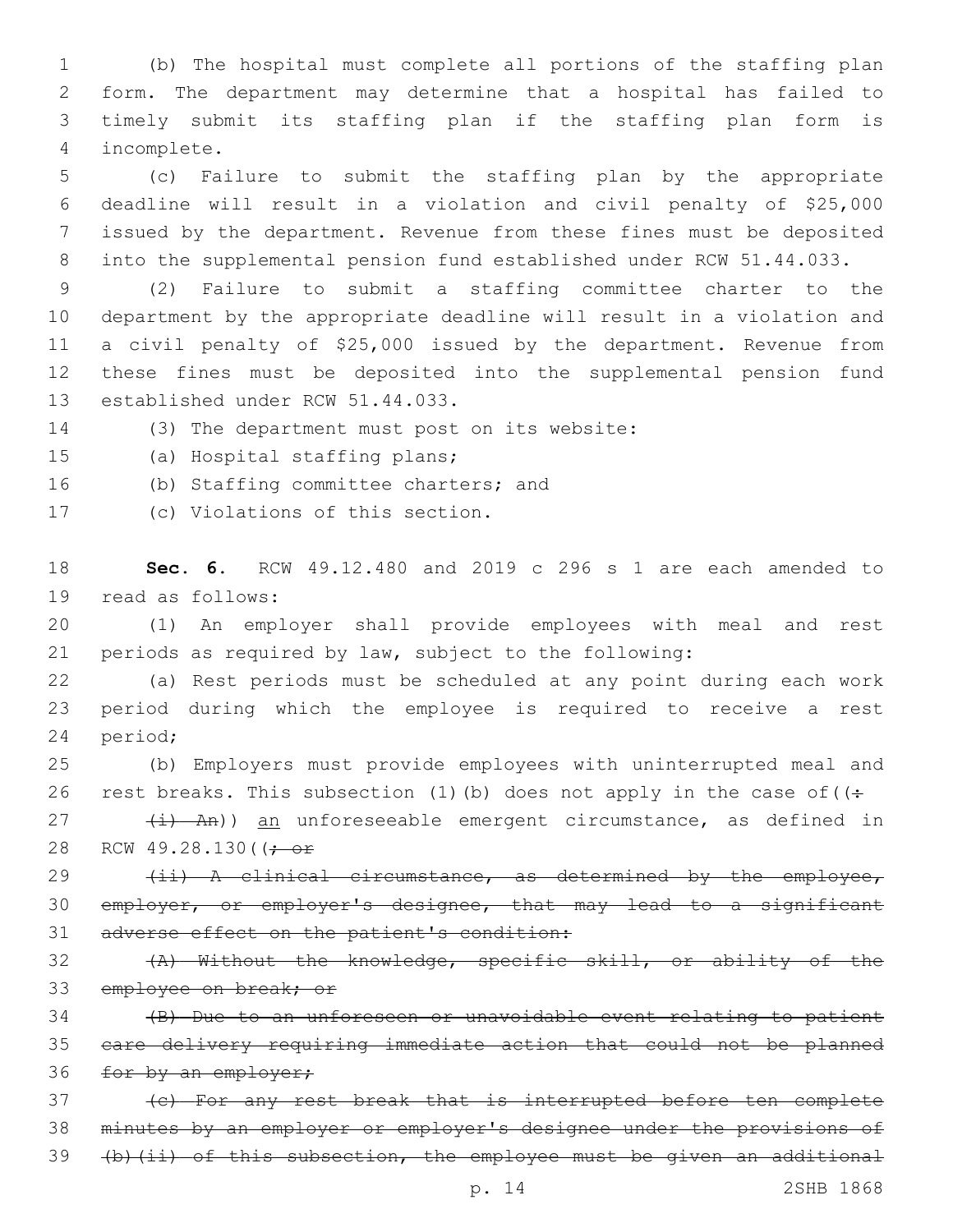(b) The hospital must complete all portions of the staffing plan form. The department may determine that a hospital has failed to timely submit its staffing plan if the staffing plan form is incomplete.

(c) Failure to submit the staffing plan by the appropriate deadline will result in a violation and civil penalty of $25,000 issued by the department. Revenue from these fines must be deposited into the supplemental pension fund established under RCW 51.44.033.

(2) Failure to submit a staffing committee charter to the department by the appropriate deadline will result in a violation and a civil penalty of $25,000 issued by the department. Revenue from these fines must be deposited into the supplemental pension fund established under RCW 51.44.033.

(3) The department must post on its website:

(a) Hospital staffing plans;

(b) Staffing committee charters; and

(c) Violations of this section.

**Sec. 6.** RCW 49.12.480 and 2019 c 296 s 1 are each amended to read as follows:

(1) An employer shall provide employees with meal and rest periods as required by law, subject to the following:

(a) Rest periods must be scheduled at any point during each work period during which the employee is required to receive a rest period;

(b) Employers must provide employees with uninterrupted meal and rest breaks. This subsection (1)(b) does not apply in the case of((:

~~(i) An~~)) an unforeseeable emergent circumstance, as defined in RCW 49.28.130((~~; or~~

~~(ii) A clinical circumstance, as determined by the employee, employer, or employer's designee, that may lead to a significant adverse effect on the patient's condition:~~

~~(A) Without the knowledge, specific skill, or ability of the employee on break; or~~

~~(B) Due to an unforeseen or unavoidable event relating to patient care delivery requiring immediate action that could not be planned for by an employer;~~

~~(c) For any rest break that is interrupted before ten complete minutes by an employer or employer's designee under the provisions of (b)(ii) of this subsection, the employee must be given an additional~~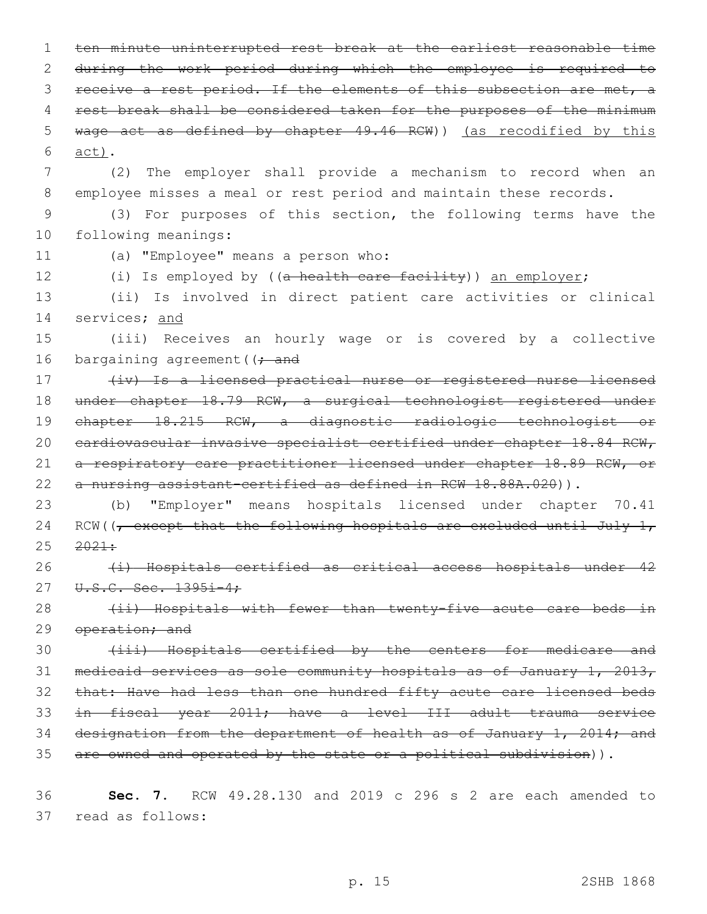~~ten minute uninterrupted rest break at the earliest reasonable time during the work period during which the employee is required to receive a rest period. If the elements of this subsection are met, a rest break shall be considered taken for the purposes of the minimum wage act as defined by chapter 49.46 RCW~~)) <u>(as recodified by this act)</u>.

(2) The employer shall provide a mechanism to record when an employee misses a meal or rest period and maintain these records.

(3) For purposes of this section, the following terms have the following meanings:

(a) "Employee" means a person who:

(i) Is employed by ((~~a health care facility~~)) <u>an employer</u>;

(ii) Is involved in direct patient care activities or clinical services; <u>and</u>

(iii) Receives an hourly wage or is covered by a collective bargaining agreement((~~; and~~

~~(iv) Is a licensed practical nurse or registered nurse licensed under chapter 18.79 RCW, a surgical technologist registered under chapter 18.215 RCW, a diagnostic radiologic technologist or cardiovascular invasive specialist certified under chapter 18.84 RCW, a respiratory care practitioner licensed under chapter 18.89 RCW, or a nursing assistant-certified as defined in RCW 18.88A.020~~)).

(b) "Employer" means hospitals licensed under chapter 70.41 RCW((~~, except that the following hospitals are excluded until July 1, 2021:~~

~~(i) Hospitals certified as critical access hospitals under 42 U.S.C. Sec. 1395i-4;~~

~~(ii) Hospitals with fewer than twenty-five acute care beds in operation; and~~

~~(iii) Hospitals certified by the centers for medicare and medicaid services as sole community hospitals as of January 1, 2013, that: Have had less than one hundred fifty acute care licensed beds in fiscal year 2011; have a level III adult trauma service designation from the department of health as of January 1, 2014; and are owned and operated by the state or a political subdivision~~)).

**Sec. 7.** RCW 49.28.130 and 2019 c 296 s 2 are each amended to read as follows: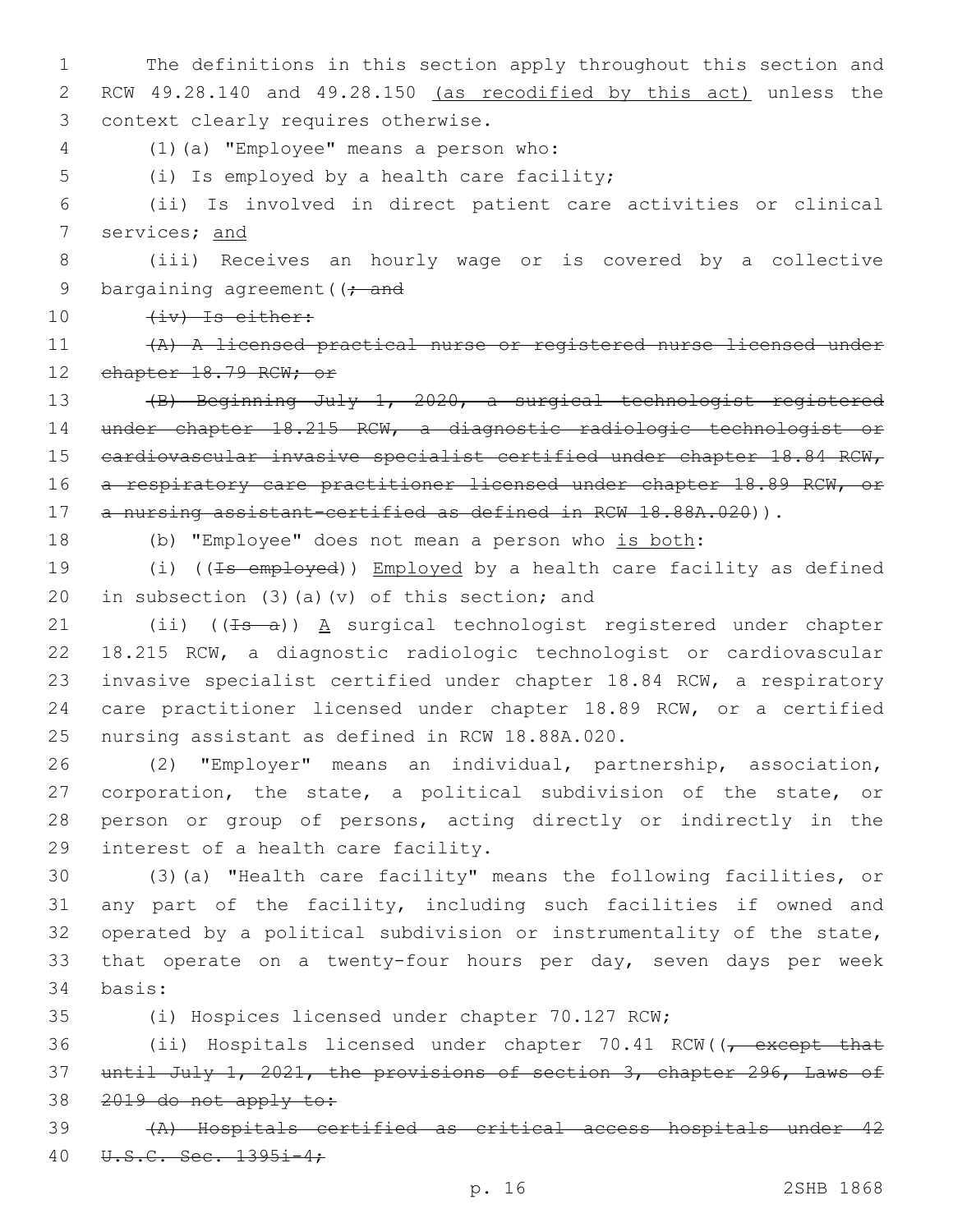The definitions in this section apply throughout this section and RCW 49.28.140 and 49.28.150 <u>(as recodified by this act)</u> unless the context clearly requires otherwise.

(1)(a) "Employee" means a person who:

(i) Is employed by a health care facility;

(ii) Is involved in direct patient care activities or clinical services; <u>and</u>

(iii) Receives an hourly wage or is covered by a collective bargaining agreement((~~; and~~

~~(iv) Is either:~~

~~(A) A licensed practical nurse or registered nurse licensed under chapter 18.79 RCW; or~~

~~(B) Beginning July 1, 2020, a surgical technologist registered under chapter 18.215 RCW, a diagnostic radiologic technologist or cardiovascular invasive specialist certified under chapter 18.84 RCW, a respiratory care practitioner licensed under chapter 18.89 RCW, or a nursing assistant-certified as defined in RCW 18.88A.020~~)).

(b) "Employee" does not mean a person who <u>is both</u>:

(i) ((~~Is employed~~)) <u>Employed</u> by a health care facility as defined in subsection (3)(a)(v) of this section; and

(ii) ((~~Is a~~)) <u>A</u> surgical technologist registered under chapter 18.215 RCW, a diagnostic radiologic technologist or cardiovascular invasive specialist certified under chapter 18.84 RCW, a respiratory care practitioner licensed under chapter 18.89 RCW, or a certified nursing assistant as defined in RCW 18.88A.020.

(2) "Employer" means an individual, partnership, association, corporation, the state, a political subdivision of the state, or person or group of persons, acting directly or indirectly in the interest of a health care facility.

(3)(a) "Health care facility" means the following facilities, or any part of the facility, including such facilities if owned and operated by a political subdivision or instrumentality of the state, that operate on a twenty-four hours per day, seven days per week basis:

(i) Hospices licensed under chapter 70.127 RCW;

(ii) Hospitals licensed under chapter 70.41 RCW((~~, except that until July 1, 2021, the provisions of section 3, chapter 296, Laws of 2019 do not apply to:~~

~~(A) Hospitals certified as critical access hospitals under 42 U.S.C. Sec. 1395i-4;~~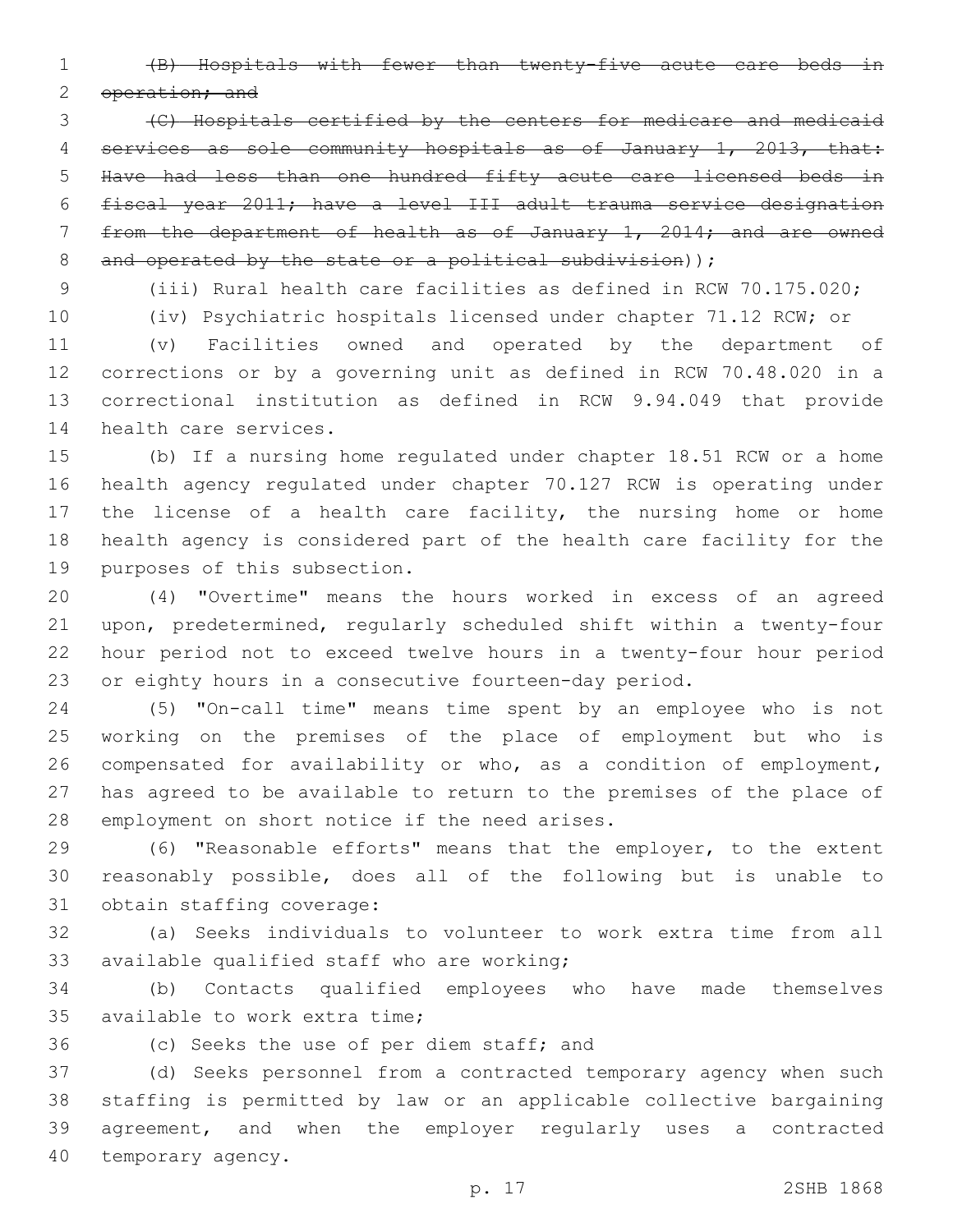~~(B) Hospitals with fewer than twenty-five acute care beds in operation; and~~

~~(C) Hospitals certified by the centers for medicare and medicaid services as sole community hospitals as of January 1, 2013, that: Have had less than one hundred fifty acute care licensed beds in fiscal year 2011; have a level III adult trauma service designation from the department of health as of January 1, 2014; and are owned and operated by the state or a political subdivision~~));

(iii) Rural health care facilities as defined in RCW 70.175.020;

(iv) Psychiatric hospitals licensed under chapter 71.12 RCW; or

(v) Facilities owned and operated by the department of corrections or by a governing unit as defined in RCW 70.48.020 in a correctional institution as defined in RCW 9.94.049 that provide health care services.

(b) If a nursing home regulated under chapter 18.51 RCW or a home health agency regulated under chapter 70.127 RCW is operating under the license of a health care facility, the nursing home or home health agency is considered part of the health care facility for the purposes of this subsection.

(4) "Overtime" means the hours worked in excess of an agreed upon, predetermined, regularly scheduled shift within a twenty-four hour period not to exceed twelve hours in a twenty-four hour period or eighty hours in a consecutive fourteen-day period.

(5) "On-call time" means time spent by an employee who is not working on the premises of the place of employment but who is compensated for availability or who, as a condition of employment, has agreed to be available to return to the premises of the place of employment on short notice if the need arises.

(6) "Reasonable efforts" means that the employer, to the extent reasonably possible, does all of the following but is unable to obtain staffing coverage:

(a) Seeks individuals to volunteer to work extra time from all available qualified staff who are working;

(b) Contacts qualified employees who have made themselves available to work extra time;

(c) Seeks the use of per diem staff; and

(d) Seeks personnel from a contracted temporary agency when such staffing is permitted by law or an applicable collective bargaining agreement, and when the employer regularly uses a contracted temporary agency.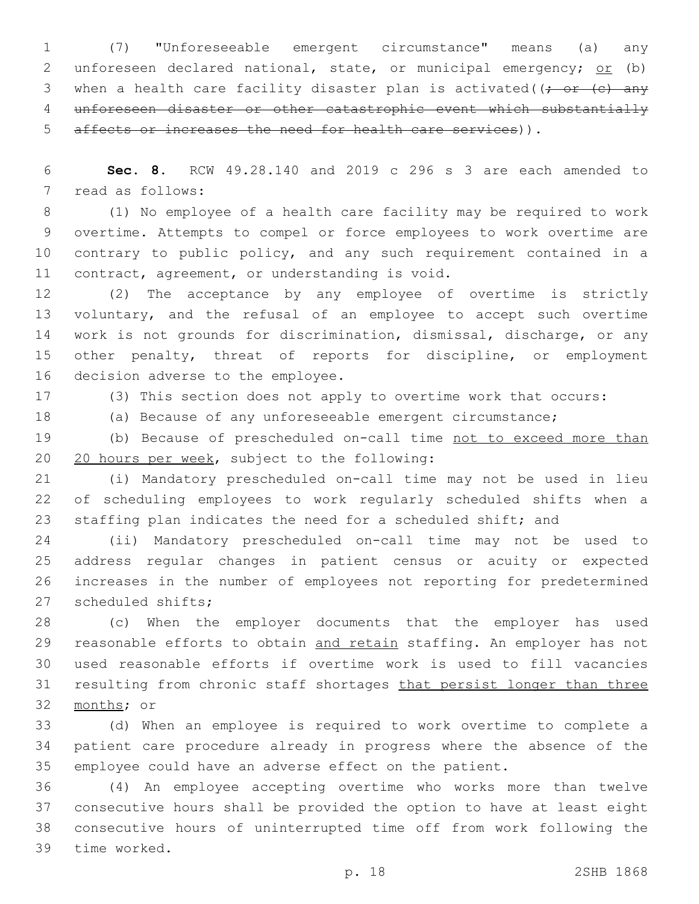(7) "Unforeseeable emergent circumstance" means (a) any unforeseen declared national, state, or municipal emergency; <u>or</u> (b) when a health care facility disaster plan is activated((~~; or (c) any unforeseen disaster or other catastrophic event which substantially affects or increases the need for health care services~~)).

**Sec. 8.** RCW 49.28.140 and 2019 c 296 s 3 are each amended to read as follows:

(1) No employee of a health care facility may be required to work overtime. Attempts to compel or force employees to work overtime are contrary to public policy, and any such requirement contained in a contract, agreement, or understanding is void.

(2) The acceptance by any employee of overtime is strictly voluntary, and the refusal of an employee to accept such overtime work is not grounds for discrimination, dismissal, discharge, or any other penalty, threat of reports for discipline, or employment decision adverse to the employee.

(3) This section does not apply to overtime work that occurs:

(a) Because of any unforeseeable emergent circumstance;

(b) Because of prescheduled on-call time <u>not to exceed more than 20 hours per week</u>, subject to the following:

(i) Mandatory prescheduled on-call time may not be used in lieu of scheduling employees to work regularly scheduled shifts when a staffing plan indicates the need for a scheduled shift; and

(ii) Mandatory prescheduled on-call time may not be used to address regular changes in patient census or acuity or expected increases in the number of employees not reporting for predetermined scheduled shifts;

(c) When the employer documents that the employer has used reasonable efforts to obtain <u>and retain</u> staffing. An employer has not used reasonable efforts if overtime work is used to fill vacancies resulting from chronic staff shortages <u>that persist longer than three months</u>; or

(d) When an employee is required to work overtime to complete a patient care procedure already in progress where the absence of the employee could have an adverse effect on the patient.

(4) An employee accepting overtime who works more than twelve consecutive hours shall be provided the option to have at least eight consecutive hours of uninterrupted time off from work following the time worked.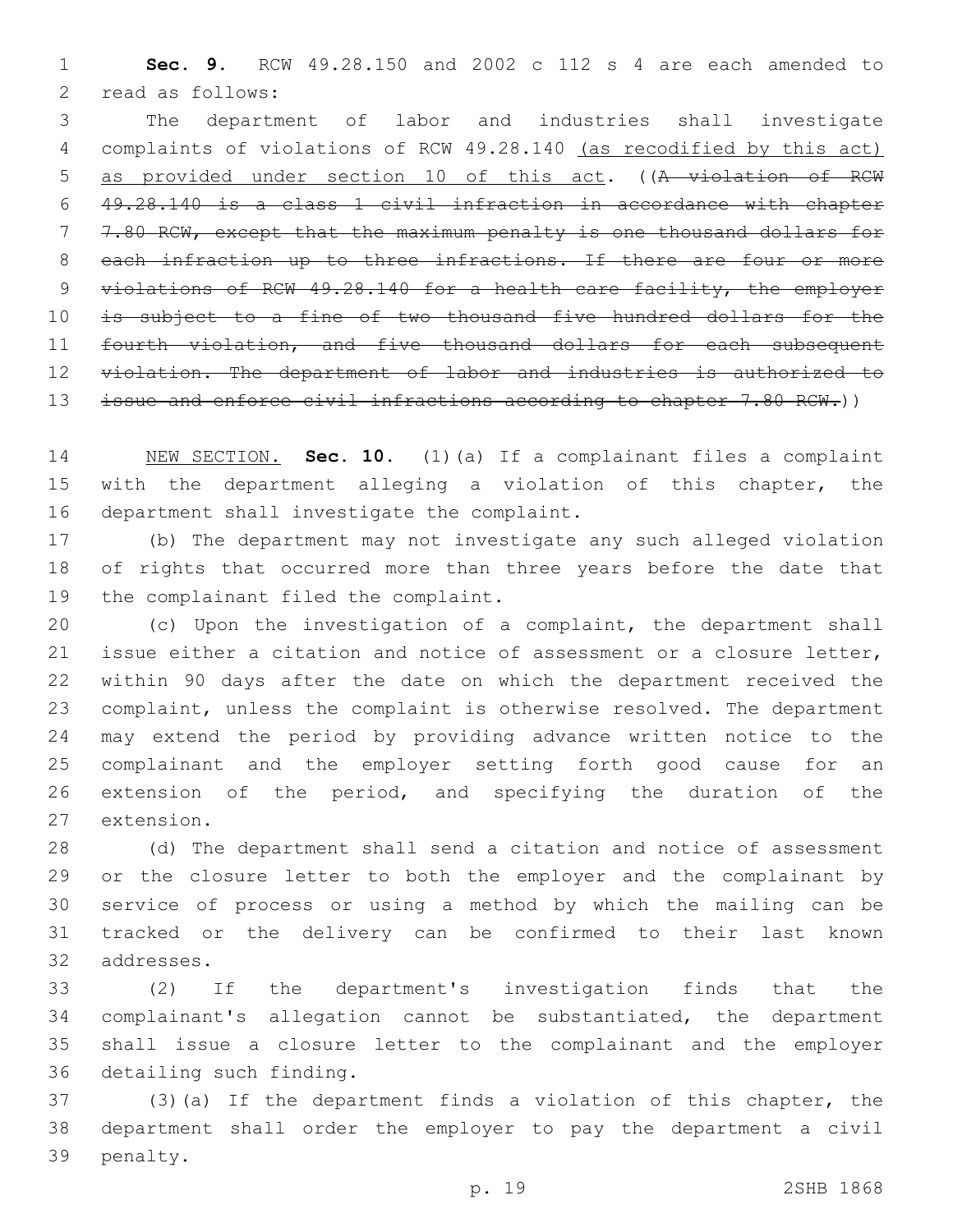**Sec. 9.** RCW 49.28.150 and 2002 c 112 s 4 are each amended to read as follows:

The department of labor and industries shall investigate complaints of violations of RCW 49.28.140 <u>(as recodified by this act) as provided under section 10 of this act</u>. ((~~A violation of RCW 49.28.140 is a class 1 civil infraction in accordance with chapter 7.80 RCW, except that the maximum penalty is one thousand dollars for each infraction up to three infractions. If there are four or more violations of RCW 49.28.140 for a health care facility, the employer is subject to a fine of two thousand five hundred dollars for the fourth violation, and five thousand dollars for each subsequent violation. The department of labor and industries is authorized to issue and enforce civil infractions according to chapter 7.80 RCW.~~))

<u>NEW SECTION.</u> **Sec. 10.** (1)(a) If a complainant files a complaint with the department alleging a violation of this chapter, the department shall investigate the complaint.

(b) The department may not investigate any such alleged violation of rights that occurred more than three years before the date that the complainant filed the complaint.

(c) Upon the investigation of a complaint, the department shall issue either a citation and notice of assessment or a closure letter, within 90 days after the date on which the department received the complaint, unless the complaint is otherwise resolved. The department may extend the period by providing advance written notice to the complainant and the employer setting forth good cause for an extension of the period, and specifying the duration of the extension.

(d) The department shall send a citation and notice of assessment or the closure letter to both the employer and the complainant by service of process or using a method by which the mailing can be tracked or the delivery can be confirmed to their last known addresses.

(2) If the department's investigation finds that the complainant's allegation cannot be substantiated, the department shall issue a closure letter to the complainant and the employer detailing such finding.

(3)(a) If the department finds a violation of this chapter, the department shall order the employer to pay the department a civil penalty.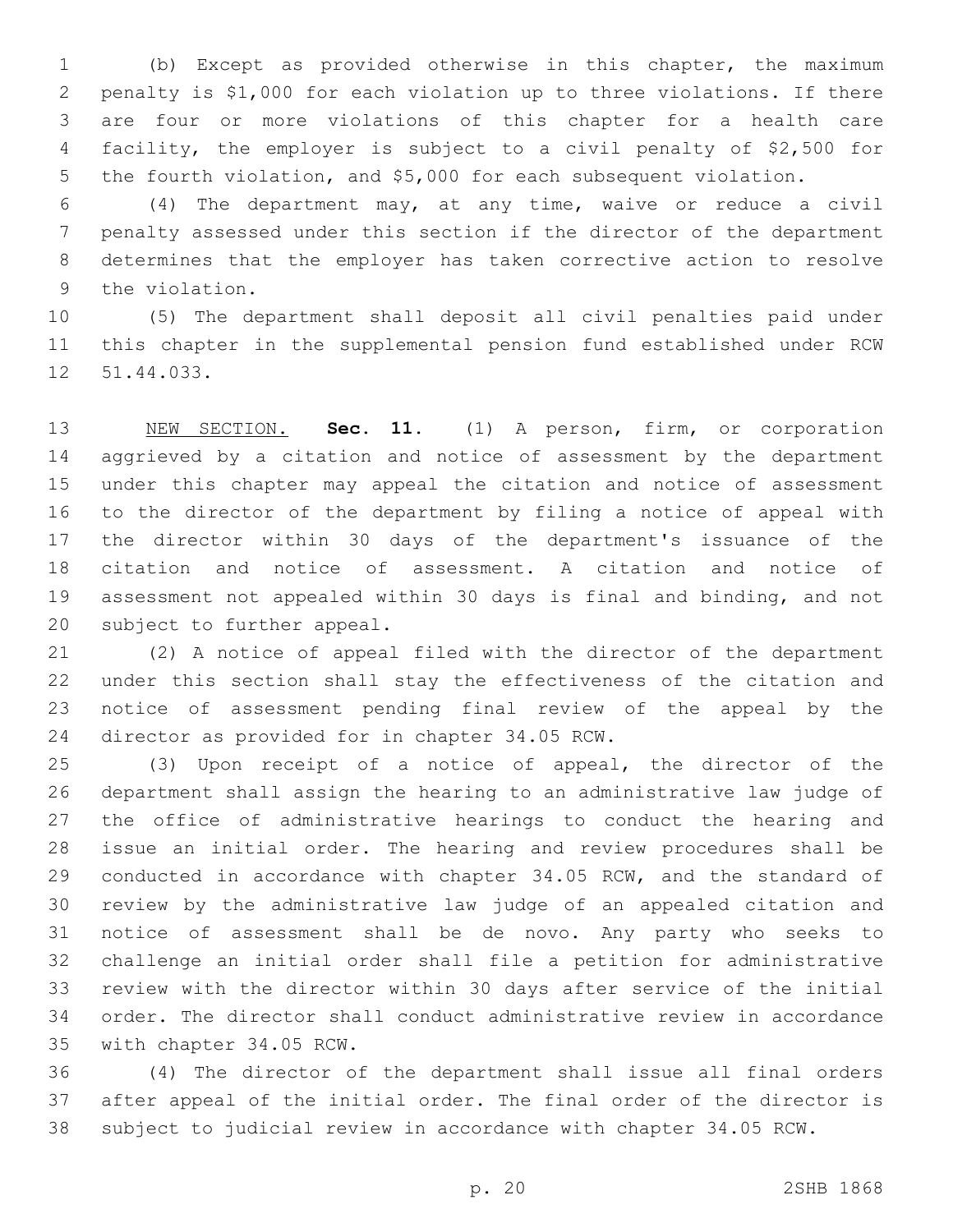(b) Except as provided otherwise in this chapter, the maximum penalty is $1,000 for each violation up to three violations. If there are four or more violations of this chapter for a health care facility, the employer is subject to a civil penalty of $2,500 for the fourth violation, and $5,000 for each subsequent violation.

(4) The department may, at any time, waive or reduce a civil penalty assessed under this section if the director of the department determines that the employer has taken corrective action to resolve the violation.

(5) The department shall deposit all civil penalties paid under this chapter in the supplemental pension fund established under RCW 51.44.033.

NEW SECTION. **Sec. 11.** (1) A person, firm, or corporation aggrieved by a citation and notice of assessment by the department under this chapter may appeal the citation and notice of assessment to the director of the department by filing a notice of appeal with the director within 30 days of the department's issuance of the citation and notice of assessment. A citation and notice of assessment not appealed within 30 days is final and binding, and not subject to further appeal.

(2) A notice of appeal filed with the director of the department under this section shall stay the effectiveness of the citation and notice of assessment pending final review of the appeal by the director as provided for in chapter 34.05 RCW.

(3) Upon receipt of a notice of appeal, the director of the department shall assign the hearing to an administrative law judge of the office of administrative hearings to conduct the hearing and issue an initial order. The hearing and review procedures shall be conducted in accordance with chapter 34.05 RCW, and the standard of review by the administrative law judge of an appealed citation and notice of assessment shall be de novo. Any party who seeks to challenge an initial order shall file a petition for administrative review with the director within 30 days after service of the initial order. The director shall conduct administrative review in accordance with chapter 34.05 RCW.

(4) The director of the department shall issue all final orders after appeal of the initial order. The final order of the director is subject to judicial review in accordance with chapter 34.05 RCW.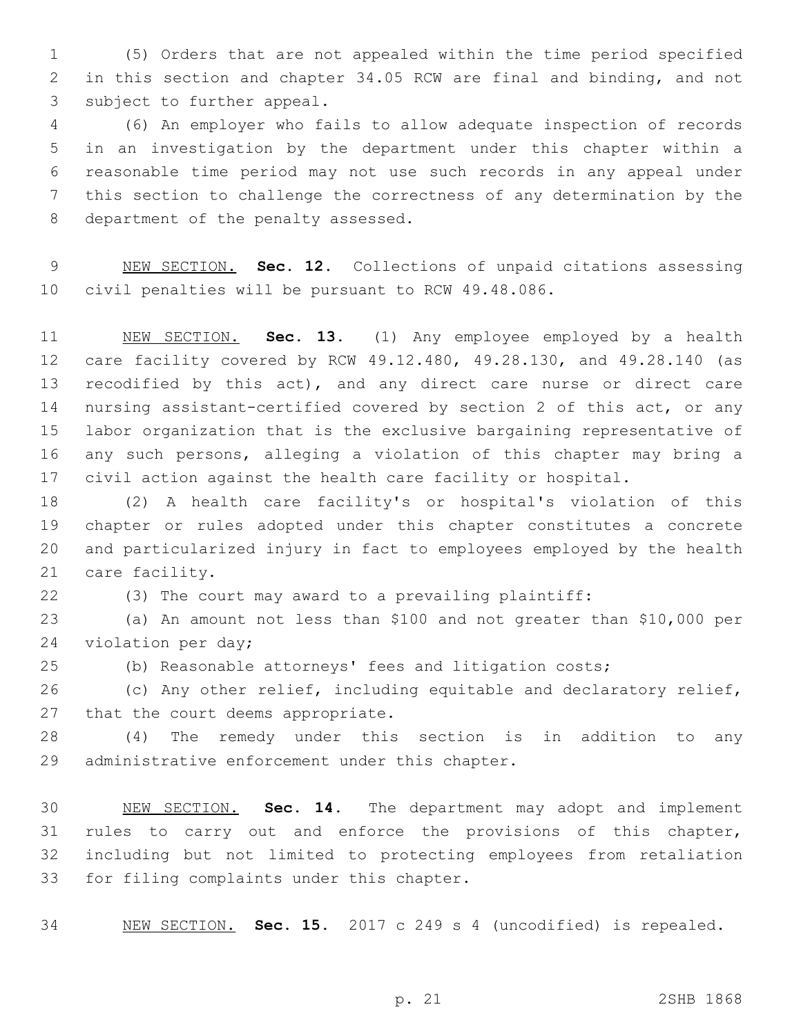(5) Orders that are not appealed within the time period specified in this section and chapter 34.05 RCW are final and binding, and not subject to further appeal.

(6) An employer who fails to allow adequate inspection of records in an investigation by the department under this chapter within a reasonable time period may not use such records in any appeal under this section to challenge the correctness of any determination by the department of the penalty assessed.

NEW SECTION. **Sec. 12.** Collections of unpaid citations assessing civil penalties will be pursuant to RCW 49.48.086.

NEW SECTION. **Sec. 13.** (1) Any employee employed by a health care facility covered by RCW 49.12.480, 49.28.130, and 49.28.140 (as recodified by this act), and any direct care nurse or direct care nursing assistant-certified covered by section 2 of this act, or any labor organization that is the exclusive bargaining representative of any such persons, alleging a violation of this chapter may bring a civil action against the health care facility or hospital.

(2) A health care facility's or hospital's violation of this chapter or rules adopted under this chapter constitutes a concrete and particularized injury in fact to employees employed by the health care facility.

(3) The court may award to a prevailing plaintiff:

(a) An amount not less than $100 and not greater than $10,000 per violation per day;

(b) Reasonable attorneys' fees and litigation costs;

(c) Any other relief, including equitable and declaratory relief, that the court deems appropriate.

(4) The remedy under this section is in addition to any administrative enforcement under this chapter.

NEW SECTION. **Sec. 14.** The department may adopt and implement rules to carry out and enforce the provisions of this chapter, including but not limited to protecting employees from retaliation for filing complaints under this chapter.

NEW SECTION. **Sec. 15.** 2017 c 249 s 4 (uncodified) is repealed.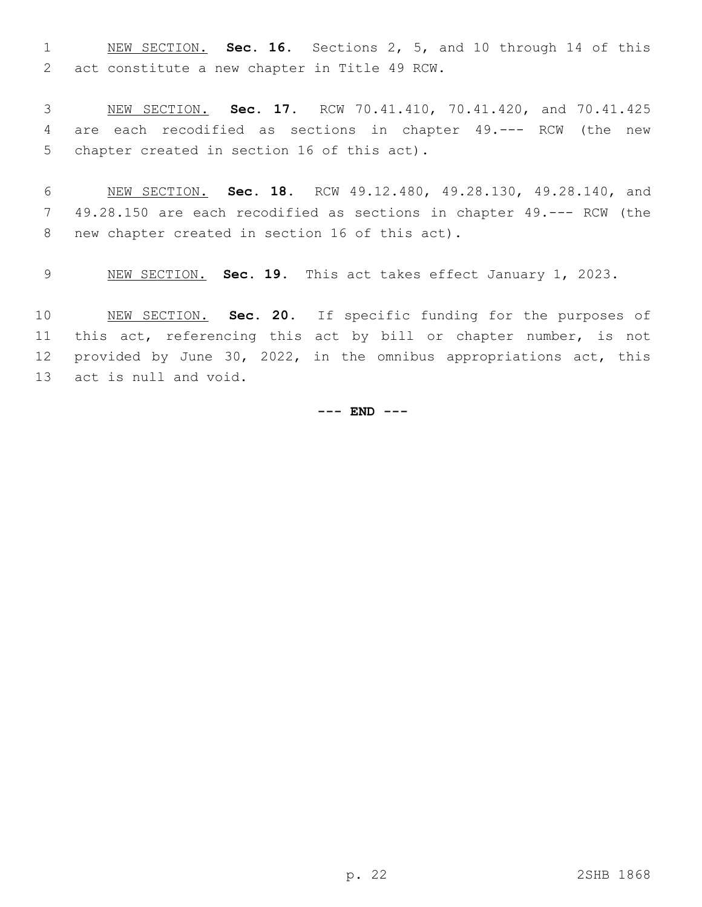NEW SECTION. **Sec. 16.** Sections 2, 5, and 10 through 14 of this act constitute a new chapter in Title 49 RCW.

NEW SECTION. **Sec. 17.** RCW 70.41.410, 70.41.420, and 70.41.425 are each recodified as sections in chapter 49.--- RCW (the new chapter created in section 16 of this act).

NEW SECTION. **Sec. 18.** RCW 49.12.480, 49.28.130, 49.28.140, and 49.28.150 are each recodified as sections in chapter 49.--- RCW (the new chapter created in section 16 of this act).

NEW SECTION. **Sec. 19.** This act takes effect January 1, 2023.

NEW SECTION. **Sec. 20.** If specific funding for the purposes of this act, referencing this act by bill or chapter number, is not provided by June 30, 2022, in the omnibus appropriations act, this act is null and void.

**--- END ---**